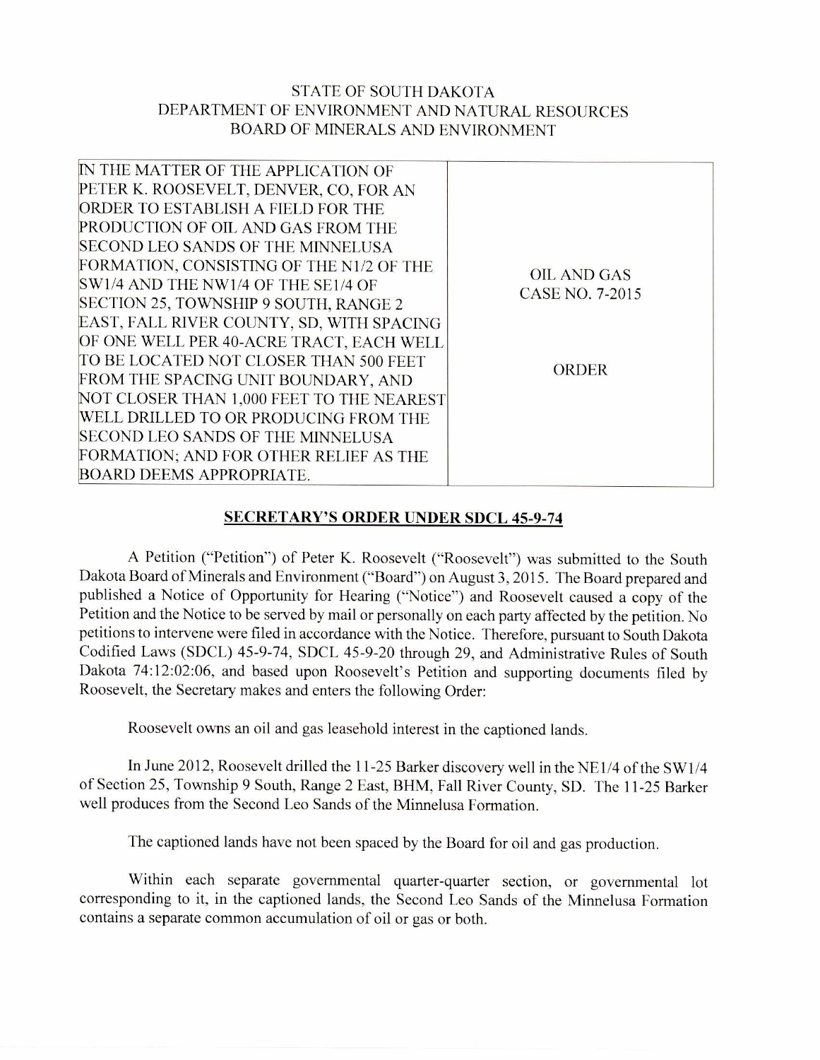STATE OF SOUTH DAKOTA
DEPARTMENT OF ENVIRONMENT AND NATURAL RESOURCES
BOARD OF MINERALS AND ENVIRONMENT

| IN THE MATTER OF THE APPLICATION OF PETER K. ROOSEVELT, DENVER, CO, FOR AN ORDER TO ESTABLISH A FIELD FOR THE PRODUCTION OF OIL AND GAS FROM THE SECOND LEO SANDS OF THE MINNELUSA FORMATION, CONSISTING OF THE N1/2 OF THE SW1/4 AND THE NW1/4 OF THE SE1/4 OF SECTION 25, TOWNSHIP 9 SOUTH, RANGE 2 EAST, FALL RIVER COUNTY, SD, WITH SPACING OF ONE WELL PER 40-ACRE TRACT, EACH WELL TO BE LOCATED NOT CLOSER THAN 500 FEET FROM THE SPACING UNIT BOUNDARY, AND NOT CLOSER THAN 1,000 FEET TO THE NEAREST WELL DRILLED TO OR PRODUCING FROM THE SECOND LEO SANDS OF THE MINNELUSA FORMATION; AND FOR OTHER RELIEF AS THE BOARD DEEMS APPROPRIATE. | OIL AND GAS CASE NO. 7-2015<br><br>ORDER |
|---|---|

## SECRETARY'S ORDER UNDER SDCL 45-9-74

A Petition ("Petition") of Peter K. Roosevelt ("Roosevelt") was submitted to the South Dakota Board of Minerals and Environment ("Board") on August 3, 2015. The Board prepared and published a Notice of Opportunity for Hearing ("Notice") and Roosevelt caused a copy of the Petition and the Notice to be served by mail or personally on each party affected by the petition. No petitions to intervene were filed in accordance with the Notice. Therefore, pursuant to South Dakota Codified Laws (SDCL) 45-9-74, SDCL 45-9-20 through 29, and Administrative Rules of South Dakota 74:12:02:06, and based upon Roosevelt's Petition and supporting documents filed by Roosevelt, the Secretary makes and enters the following Order:

Roosevelt owns an oil and gas leasehold interest in the captioned lands.

In June 2012, Roosevelt drilled the 11-25 Barker discovery well in the NE1/4 of the SW1/4 of Section 25, Township 9 South, Range 2 East, BHM, Fall River County, SD. The 11-25 Barker well produces from the Second Leo Sands of the Minnelusa Formation.

The captioned lands have not been spaced by the Board for oil and gas production.

Within each separate governmental quarter-quarter section, or governmental lot corresponding to it, in the captioned lands, the Second Leo Sands of the Minnelusa Formation contains a separate common accumulation of oil or gas or both.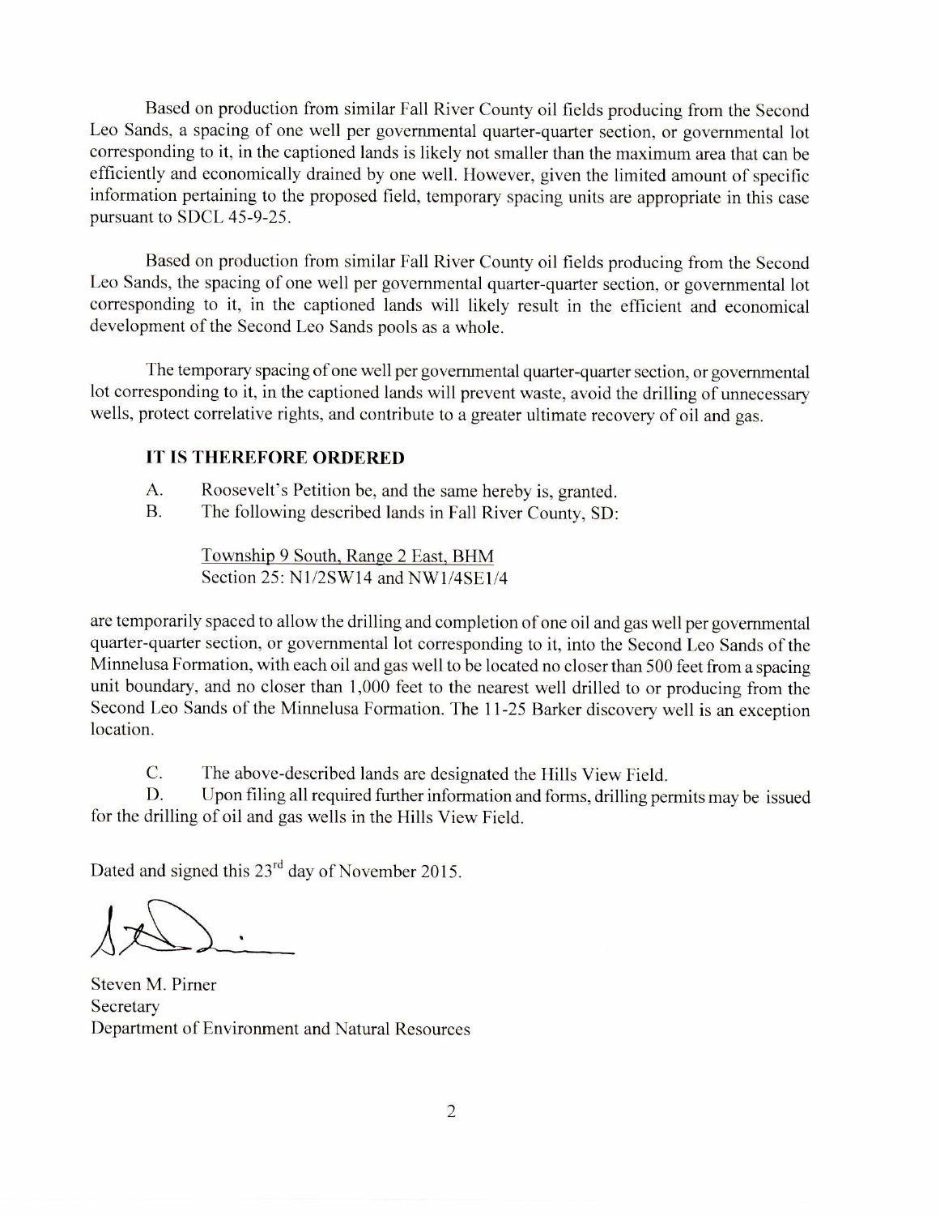Based on production from similar Fall River County oil fields producing from the Second Leo Sands, a spacing of one well per governmental quarter-quarter section, or governmental lot corresponding to it, in the captioned lands is likely not smaller than the maximum area that can be efficiently and economically drained by one well. However, given the limited amount of specific information pertaining to the proposed field, temporary spacing units are appropriate in this case pursuant to SDCL 45-9-25.

Based on production from similar Fall River County oil fields producing from the Second Leo Sands, the spacing of one well per governmental quarter-quarter section, or governmental lot corresponding to it, in the captioned lands will likely result in the efficient and economical development of the Second Leo Sands pools as a whole.

The temporary spacing of one well per governmental quarter-quarter section, or governmental lot corresponding to it, in the captioned lands will prevent waste, avoid the drilling of unnecessary wells, protect correlative rights, and contribute to a greater ultimate recovery of oil and gas.

**IT IS THEREFORE ORDERED**

A. Roosevelt's Petition be, and the same hereby is, granted.

B. The following described lands in Fall River County, SD:

> Township 9 South, Range 2 East, BHM
> Section 25: N1/2SW14 and NW1/4SE1/4

are temporarily spaced to allow the drilling and completion of one oil and gas well per governmental quarter-quarter section, or governmental lot corresponding to it, into the Second Leo Sands of the Minnelusa Formation, with each oil and gas well to be located no closer than 500 feet from a spacing unit boundary, and no closer than 1,000 feet to the nearest well drilled to or producing from the Second Leo Sands of the Minnelusa Formation. The 11-25 Barker discovery well is an exception location.

C. The above-described lands are designated the Hills View Field.

D. Upon filing all required further information and forms, drilling permits may be issued for the drilling of oil and gas wells in the Hills View Field.

Dated and signed this 23rd day of November 2015.

Steven M. Pirner
Secretary
Department of Environment and Natural Resources